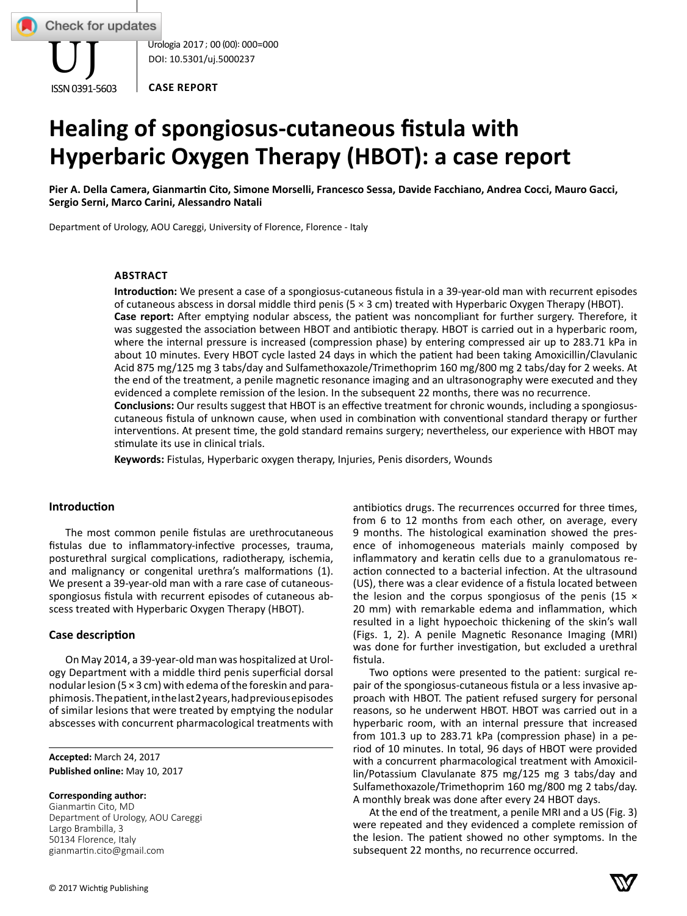CASE REPORT

# Healing of spongiosus-cutaneous fistula with Hyperbaric Oxygen Therapy (HBOT): a case report

**Pier A. Della Camera, Gianmartin Cito, Simone Morselli, Francesco Sessa, Davide Facchiano, Andrea Cocci, Mauro Gacci, Sergio Serni, Marco Carini, Alessandro Natali**

Department of Urology, AOU Careggi, University of Florence, Florence - Italy

### ABSTRACT

**Introduction:** We present a case of a spongiosus-cutaneous fistula in a 39-year-old man with recurrent episodes of cutaneous abscess in dorsal middle third penis (5 × 3 cm) treated with Hyperbaric Oxygen Therapy (HBOT).

**Case report:** After emptying nodular abscess, the patient was noncompliant for further surgery. Therefore, it was suggested the association between HBOT and antibiotic therapy. HBOT is carried out in a hyperbaric room, where the internal pressure is increased (compression phase) by entering compressed air up to 283.71 kPa in about 10 minutes. Every HBOT cycle lasted 24 days in which the patient had been taking Amoxicillin/Clavulanic Acid 875 mg/125 mg 3 tabs/day and Sulfamethoxazole/Trimethoprim 160 mg/800 mg 2 tabs/day for 2 weeks. At the end of the treatment, a penile magnetic resonance imaging and an ultrasonography were executed and they evidenced a complete remission of the lesion. In the subsequent 22 months, there was no recurrence.

**Conclusions:** Our results suggest that HBOT is an effective treatment for chronic wounds, including a spongiosus-cutaneous fistula of unknown cause, when used in combination with conventional standard therapy or further interventions. At present time, the gold standard remains surgery; nevertheless, our experience with HBOT may stimulate its use in clinical trials.

**Keywords:** Fistulas, Hyperbaric oxygen therapy, Injuries, Penis disorders, Wounds

## Introduction

The most common penile fistulas are urethrocutaneous fistulas due to inflammatory-infective processes, trauma, posturethral surgical complications, radiotherapy, ischemia, and malignancy or congenital urethra's malformations (1). We present a 39-year-old man with a rare case of cutaneous-spongiosus fistula with recurrent episodes of cutaneous abscess treated with Hyperbaric Oxygen Therapy (HBOT).

## Case description

On May 2014, a 39-year-old man was hospitalized at Urology Department with a middle third penis superficial dorsal nodular lesion (5 × 3 cm) with edema of the foreskin and paraphimosis. The patient, in the last 2 years, had previous episodes of similar lesions that were treated by emptying the nodular abscesses with concurrent pharmacological treatments with antibiotics drugs. The recurrences occurred for three times, from 6 to 12 months from each other, on average, every 9 months. The histological examination showed the presence of inhomogeneous materials mainly composed by inflammatory and keratin cells due to a granulomatous reaction connected to a bacterial infection. At the ultrasound (US), there was a clear evidence of a fistula located between the lesion and the corpus spongiosus of the penis (15 × 20 mm) with remarkable edema and inflammation, which resulted in a light hypoechoic thickening of the skin's wall (Figs. 1, 2). A penile Magnetic Resonance Imaging (MRI) was done for further investigation, but excluded a urethral fistula.

Two options were presented to the patient: surgical repair of the spongiosus-cutaneous fistula or a less invasive approach with HBOT. The patient refused surgery for personal reasons, so he underwent HBOT. HBOT was carried out in a hyperbaric room, with an internal pressure that increased from 101.3 up to 283.71 kPa (compression phase) in a period of 10 minutes. In total, 96 days of HBOT were provided with a concurrent pharmacological treatment with Amoxicillin/Potassium Clavulanate 875 mg/125 mg 3 tabs/day and Sulfamethoxazole/Trimethoprim 160 mg/800 mg 2 tabs/day. A monthly break was done after every 24 HBOT days.

At the end of the treatment, a penile MRI and a US (Fig. 3) were repeated and they evidenced a complete remission of the lesion. The patient showed no other symptoms. In the subsequent 22 months, no recurrence occurred.

**Accepted:** March 24, 2017
**Published online:** May 10, 2017

**Corresponding author:**
Gianmartin Cito, MD
Department of Urology, AOU Careggi
Largo Brambilla, 3
50134 Florence, Italy
gianmartin.cito@gmail.com

© 2017 Wichtig Publishing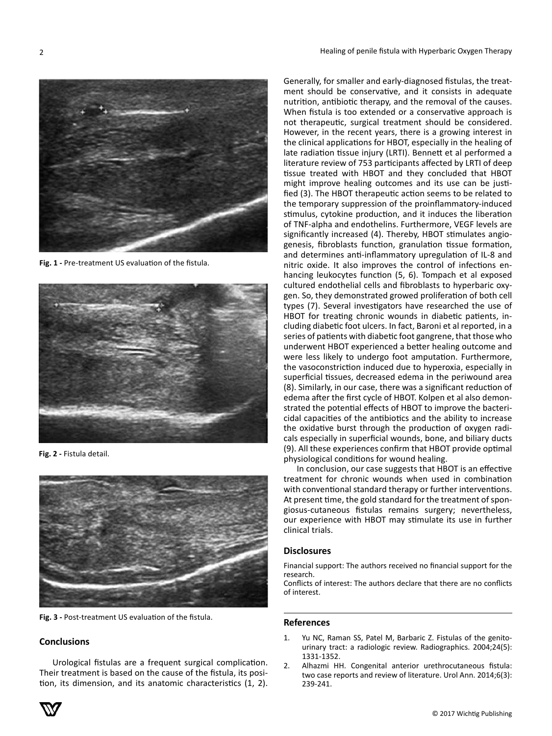Fig. 1 - Pre-treatment US evaluation of the fistula.

Fig. 2 - Fistula detail.

Fig. 3 - Post-treatment US evaluation of the fistula.

## Conclusions

Urological fistulas are a frequent surgical complication. Their treatment is based on the cause of the fistula, its position, its dimension, and its anatomic characteristics (1, 2). Generally, for smaller and early-diagnosed fistulas, the treatment should be conservative, and it consists in adequate nutrition, antibiotic therapy, and the removal of the causes. When fistula is too extended or a conservative approach is not therapeutic, surgical treatment should be considered. However, in the recent years, there is a growing interest in the clinical applications for HBOT, especially in the healing of late radiation tissue injury (LRTI). Bennett et al performed a literature review of 753 participants affected by LRTI of deep tissue treated with HBOT and they concluded that HBOT might improve healing outcomes and its use can be justified (3). The HBOT therapeutic action seems to be related to the temporary suppression of the proinflammatory-induced stimulus, cytokine production, and it induces the liberation of TNF-alpha and endothelins. Furthermore, VEGF levels are significantly increased (4). Thereby, HBOT stimulates angiogenesis, fibroblasts function, granulation tissue formation, and determines anti-inflammatory upregulation of IL-8 and nitric oxide. It also improves the control of infections enhancing leukocytes function (5, 6). Tompach et al exposed cultured endothelial cells and fibroblasts to hyperbaric oxygen. So, they demonstrated growed proliferation of both cell types (7). Several investigators have researched the use of HBOT for treating chronic wounds in diabetic patients, including diabetic foot ulcers. In fact, Baroni et al reported, in a series of patients with diabetic foot gangrene, that those who underwent HBOT experienced a better healing outcome and were less likely to undergo foot amputation. Furthermore, the vasoconstriction induced due to hyperoxia, especially in superficial tissues, decreased edema in the periwound area (8). Similarly, in our case, there was a significant reduction of edema after the first cycle of HBOT. Kolpen et al also demonstrated the potential effects of HBOT to improve the bactericidal capacities of the antibiotics and the ability to increase the oxidative burst through the production of oxygen radicals especially in superficial wounds, bone, and biliary ducts (9). All these experiences confirm that HBOT provide optimal physiological conditions for wound healing.

In conclusion, our case suggests that HBOT is an effective treatment for chronic wounds when used in combination with conventional standard therapy or further interventions. At present time, the gold standard for the treatment of spongiosus-cutaneous fistulas remains surgery; nevertheless, our experience with HBOT may stimulate its use in further clinical trials.

## Disclosures

Financial support: The authors received no financial support for the research.

Conflicts of interest: The authors declare that there are no conflicts of interest.

## References

1. Yu NC, Raman SS, Patel M, Barbaric Z. Fistulas of the genitourinary tract: a radiologic review. Radiographics. 2004;24(5): 1331-1352.
2. Alhazmi HH. Congenital anterior urethrocutaneous fistula: two case reports and review of literature. Urol Ann. 2014;6(3): 239-241.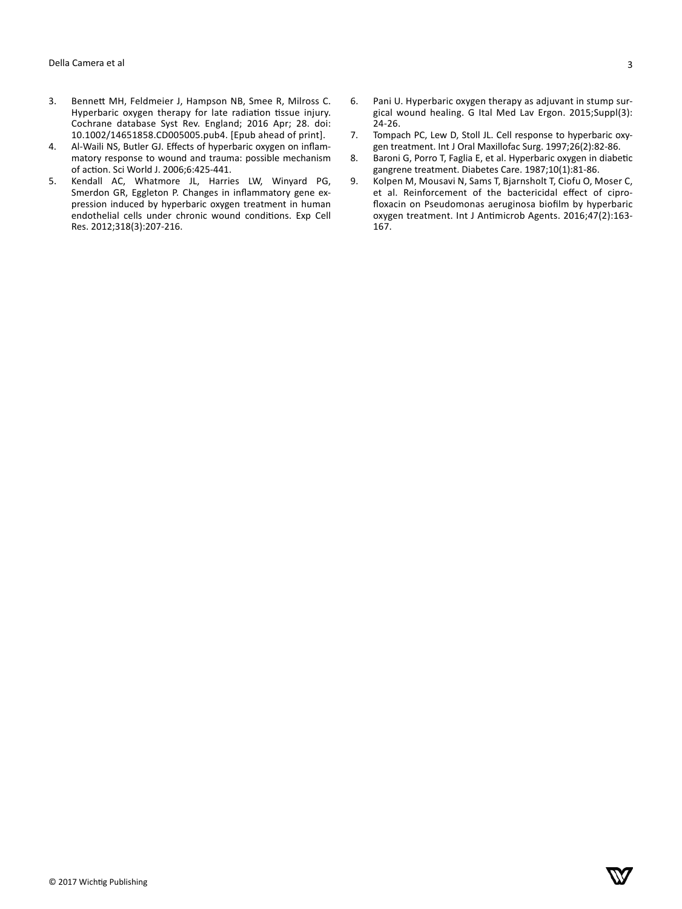3. Bennett MH, Feldmeier J, Hampson NB, Smee R, Milross C. Hyperbaric oxygen therapy for late radiation tissue injury. Cochrane database Syst Rev. England; 2016 Apr; 28. doi: 10.1002/14651858.CD005005.pub4. [Epub ahead of print].
4. Al-Waili NS, Butler GJ. Effects of hyperbaric oxygen on inflammatory response to wound and trauma: possible mechanism of action. Sci World J. 2006;6:425-441.
5. Kendall AC, Whatmore JL, Harries LW, Winyard PG, Smerdon GR, Eggleton P. Changes in inflammatory gene expression induced by hyperbaric oxygen treatment in human endothelial cells under chronic wound conditions. Exp Cell Res. 2012;318(3):207-216.
6. Pani U. Hyperbaric oxygen therapy as adjuvant in stump surgical wound healing. G Ital Med Lav Ergon. 2015;Suppl(3): 24-26.
7. Tompach PC, Lew D, Stoll JL. Cell response to hyperbaric oxygen treatment. Int J Oral Maxillofac Surg. 1997;26(2):82-86.
8. Baroni G, Porro T, Faglia E, et al. Hyperbaric oxygen in diabetic gangrene treatment. Diabetes Care. 1987;10(1):81-86.
9. Kolpen M, Mousavi N, Sams T, Bjarnsholt T, Ciofu O, Moser C, et al. Reinforcement of the bactericidal effect of ciprofloxacin on Pseudomonas aeruginosa biofilm by hyperbaric oxygen treatment. Int J Antimicrob Agents. 2016;47(2):163-167.

© 2017 Wichtig Publishing